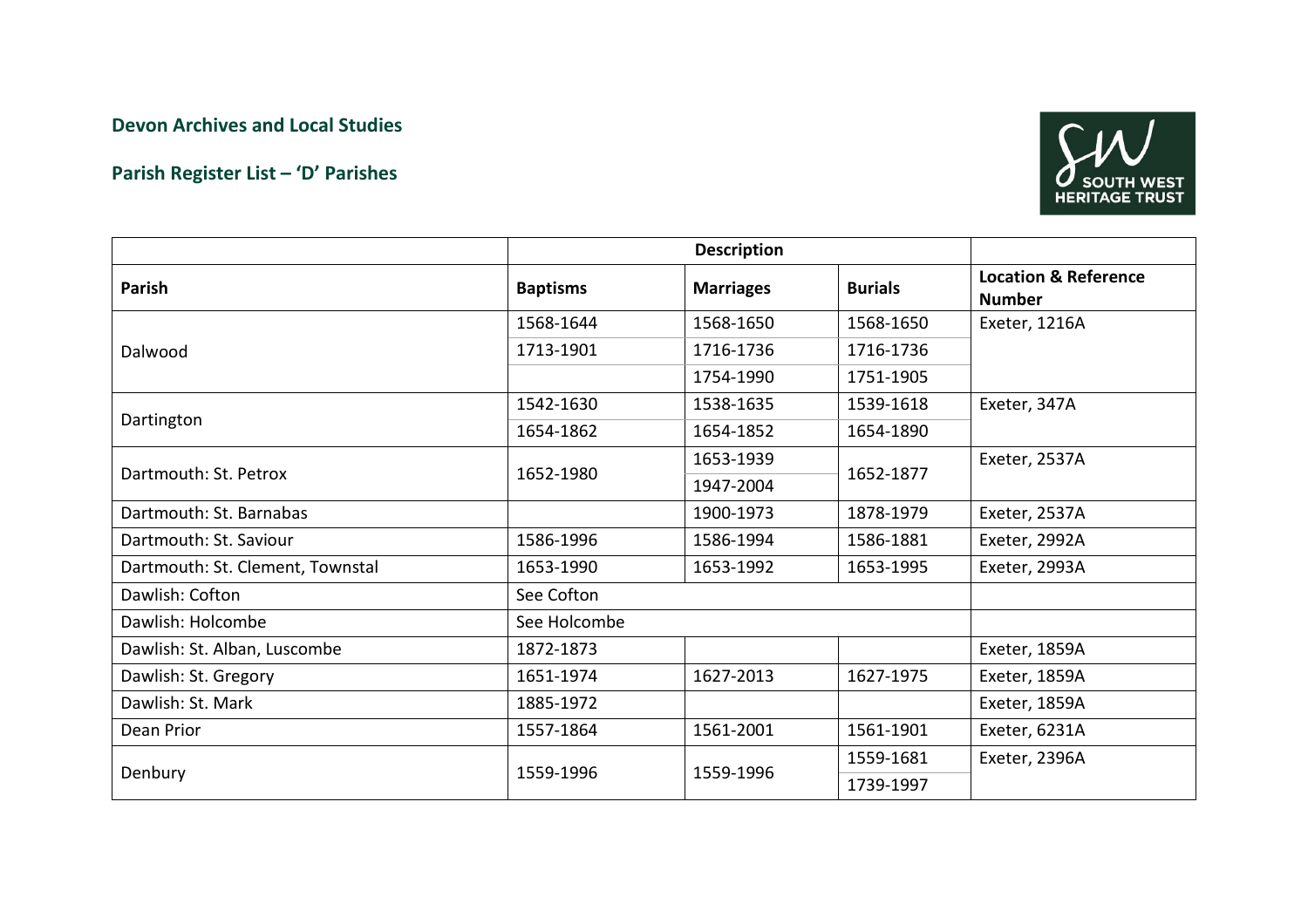**Devon Archives and Local Studies**

**Parish Register List – 'D' Parishes**

| | Description | | | |
|---|---|---|---|---|
| **Parish** | **Baptisms** | **Marriages** | **Burials** | **Location & Reference Number** |
| Dalwood | 1568-1644 | 1568-1650 | 1568-1650 | Exeter, 1216A |
| | 1713-1901 | 1716-1736 | 1716-1736 | |
| | | 1754-1990 | 1751-1905 | |
| Dartington | 1542-1630 | 1538-1635 | 1539-1618 | Exeter, 347A |
| | 1654-1862 | 1654-1852 | 1654-1890 | |
| Dartmouth: St. Petrox | 1652-1980 | 1653-1939 | 1652-1877 | Exeter, 2537A |
| | | 1947-2004 | | |
| Dartmouth: St. Barnabas | | 1900-1973 | 1878-1979 | Exeter, 2537A |
| Dartmouth: St. Saviour | 1586-1996 | 1586-1994 | 1586-1881 | Exeter, 2992A |
| Dartmouth: St. Clement, Townstal | 1653-1990 | 1653-1992 | 1653-1995 | Exeter, 2993A |
| Dawlish: Cofton | See Cofton | | | |
| Dawlish: Holcombe | See Holcombe | | | |
| Dawlish: St. Alban, Luscombe | 1872-1873 | | | Exeter, 1859A |
| Dawlish: St. Gregory | 1651-1974 | 1627-2013 | 1627-1975 | Exeter, 1859A |
| Dawlish: St. Mark | 1885-1972 | | | Exeter, 1859A |
| Dean Prior | 1557-1864 | 1561-2001 | 1561-1901 | Exeter, 6231A |
| Denbury | 1559-1996 | 1559-1996 | 1559-1681 | Exeter, 2396A |
| | | | 1739-1997 | |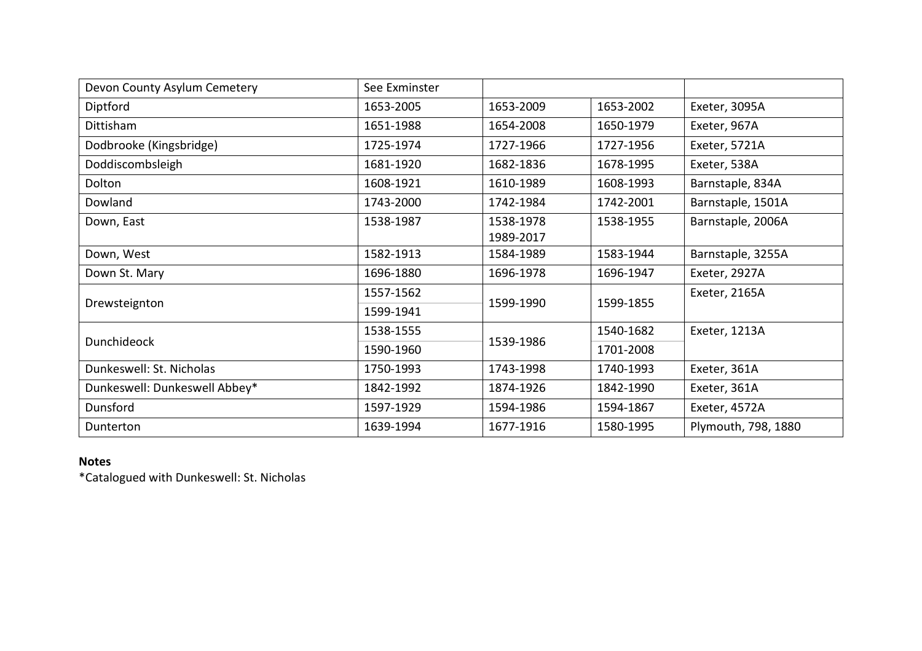| | | | | |
|---|---|---|---|---|
| Devon County Asylum Cemetery | See Exminster | | | |
| Diptford | 1653-2005 | 1653-2009 | 1653-2002 | Exeter, 3095A |
| Dittisham | 1651-1988 | 1654-2008 | 1650-1979 | Exeter, 967A |
| Dodbrooke (Kingsbridge) | 1725-1974 | 1727-1966 | 1727-1956 | Exeter, 5721A |
| Doddiscombsleigh | 1681-1920 | 1682-1836 | 1678-1995 | Exeter, 538A |
| Dolton | 1608-1921 | 1610-1989 | 1608-1993 | Barnstaple, 834A |
| Dowland | 1743-2000 | 1742-1984 | 1742-2001 | Barnstaple, 1501A |
| Down, East | 1538-1987 | 1538-1978<br>1989-2017 | 1538-1955 | Barnstaple, 2006A |
| Down, West | 1582-1913 | 1584-1989 | 1583-1944 | Barnstaple, 3255A |
| Down St. Mary | 1696-1880 | 1696-1978 | 1696-1947 | Exeter, 2927A |
| Drewsteignton | 1557-1562<br>1599-1941 | 1599-1990 | 1599-1855 | Exeter, 2165A |
| Dunchideock | 1538-1555<br>1590-1960 | 1539-1986 | 1540-1682<br>1701-2008 | Exeter, 1213A |
| Dunkeswell: St. Nicholas | 1750-1993 | 1743-1998 | 1740-1993 | Exeter, 361A |
| Dunkeswell: Dunkeswell Abbey* | 1842-1992 | 1874-1926 | 1842-1990 | Exeter, 361A |
| Dunsford | 1597-1929 | 1594-1986 | 1594-1867 | Exeter, 4572A |
| Dunterton | 1639-1994 | 1677-1916 | 1580-1995 | Plymouth, 798, 1880 |

**Notes**

*Catalogued with Dunkeswell: St. Nicholas